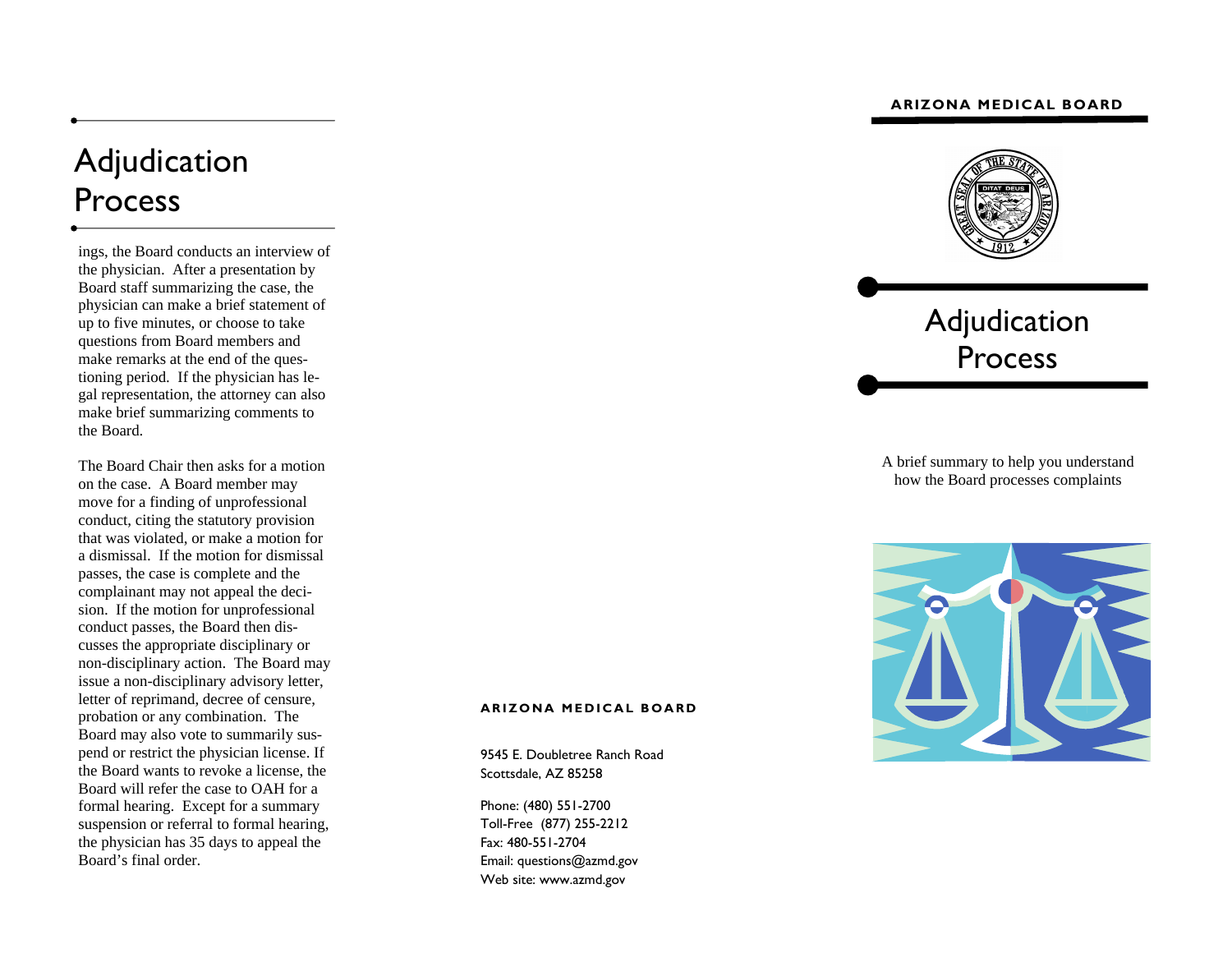# Adjudication Process

ings, the Board conducts an interview of the physician. After a presentation by Board staff summarizing the case, the physician can make a brief statement of up to five minutes, or choose to take questions from Board members and make remarks at the end of the questioning period. If the physician has legal representation, the attorney can also make brief summarizing comments to the Board.

The Board Chair then asks for a motion on the case. A Board member may move for a finding of unprofessional conduct, citing the statutory provision that was violated, or make a motion for a dismissal. If the motion for dismissal passes, the case is complete and the complainant may not appeal the decision. If the motion for unprofessional conduct passes, the Board then discusses the appropriate disciplinary or non-disciplinary action. The Board may issue a non-disciplinary advisory letter, letter of reprimand, decree of censure, probation or any combination. The Board may also vote to summarily suspend or restrict the physician license. If the Board wants to revoke a license, the Board will refer the case to OAH for a formal hearing. Except for a summary suspension or referral to formal hearing, the physician has 35 days to appeal the Board's final order.

**ARIZONA MEDICAL BOARD**

9545 E. Doubletree Ranch Road
Scottsdale, AZ 85258

Phone: (480) 551-2700
Toll-Free (877) 255-2212
Fax: 480-551-2704
Email: questions@azmd.gov
Web site: www.azmd.gov

**ARIZONA MEDICAL BOARD**

# Adjudication Process

A brief summary to help you understand how the Board processes complaints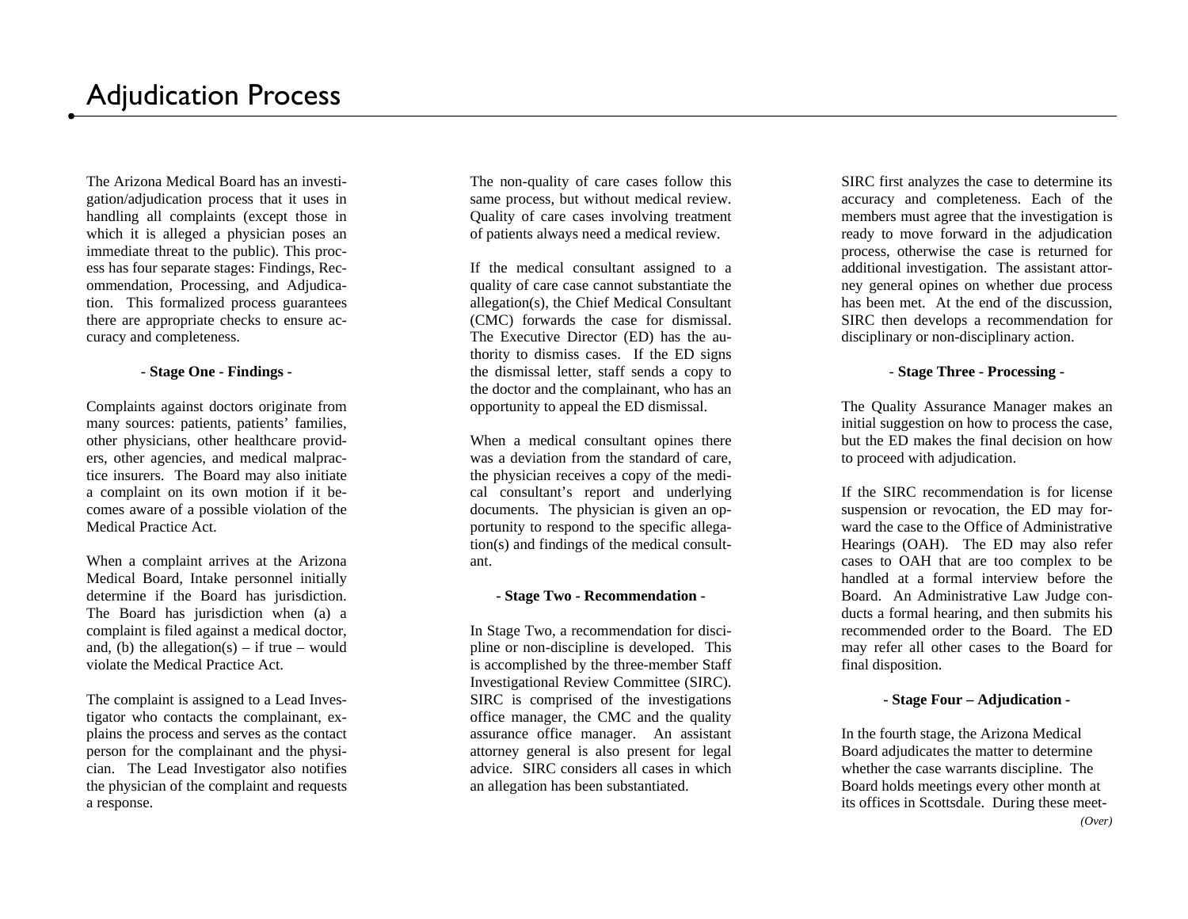# Adjudication Process

The Arizona Medical Board has an investigation/adjudication process that it uses in handling all complaints (except those in which it is alleged a physician poses an immediate threat to the public). This process has four separate stages: Findings, Recommendation, Processing, and Adjudication. This formalized process guarantees there are appropriate checks to ensure accuracy and completeness.

**- Stage One - Findings -**

Complaints against doctors originate from many sources: patients, patients' families, other physicians, other healthcare providers, other agencies, and medical malpractice insurers. The Board may also initiate a complaint on its own motion if it becomes aware of a possible violation of the Medical Practice Act.

When a complaint arrives at the Arizona Medical Board, Intake personnel initially determine if the Board has jurisdiction. The Board has jurisdiction when (a) a complaint is filed against a medical doctor, and, (b) the allegation(s) – if true – would violate the Medical Practice Act.

The complaint is assigned to a Lead Investigator who contacts the complainant, explains the process and serves as the contact person for the complainant and the physician. The Lead Investigator also notifies the physician of the complaint and requests a response.

The non-quality of care cases follow this same process, but without medical review. Quality of care cases involving treatment of patients always need a medical review.

If the medical consultant assigned to a quality of care case cannot substantiate the allegation(s), the Chief Medical Consultant (CMC) forwards the case for dismissal. The Executive Director (ED) has the authority to dismiss cases. If the ED signs the dismissal letter, staff sends a copy to the doctor and the complainant, who has an opportunity to appeal the ED dismissal.

When a medical consultant opines there was a deviation from the standard of care, the physician receives a copy of the medical consultant's report and underlying documents. The physician is given an opportunity to respond to the specific allegation(s) and findings of the medical consultant.

**- Stage Two - Recommendation -**

In Stage Two, a recommendation for discipline or non-discipline is developed. This is accomplished by the three-member Staff Investigational Review Committee (SIRC). SIRC is comprised of the investigations office manager, the CMC and the quality assurance office manager. An assistant attorney general is also present for legal advice. SIRC considers all cases in which an allegation has been substantiated.

SIRC first analyzes the case to determine its accuracy and completeness. Each of the members must agree that the investigation is ready to move forward in the adjudication process, otherwise the case is returned for additional investigation. The assistant attorney general opines on whether due process has been met. At the end of the discussion, SIRC then develops a recommendation for disciplinary or non-disciplinary action.

**- Stage Three - Processing -**

The Quality Assurance Manager makes an initial suggestion on how to process the case, but the ED makes the final decision on how to proceed with adjudication.

If the SIRC recommendation is for license suspension or revocation, the ED may forward the case to the Office of Administrative Hearings (OAH). The ED may also refer cases to OAH that are too complex to be handled at a formal interview before the Board. An Administrative Law Judge conducts a formal hearing, and then submits his recommended order to the Board. The ED may refer all other cases to the Board for final disposition.

**- Stage Four – Adjudication -**

In the fourth stage, the Arizona Medical Board adjudicates the matter to determine whether the case warrants discipline. The Board holds meetings every other month at its offices in Scottsdale. During these meet-

*(Over)*